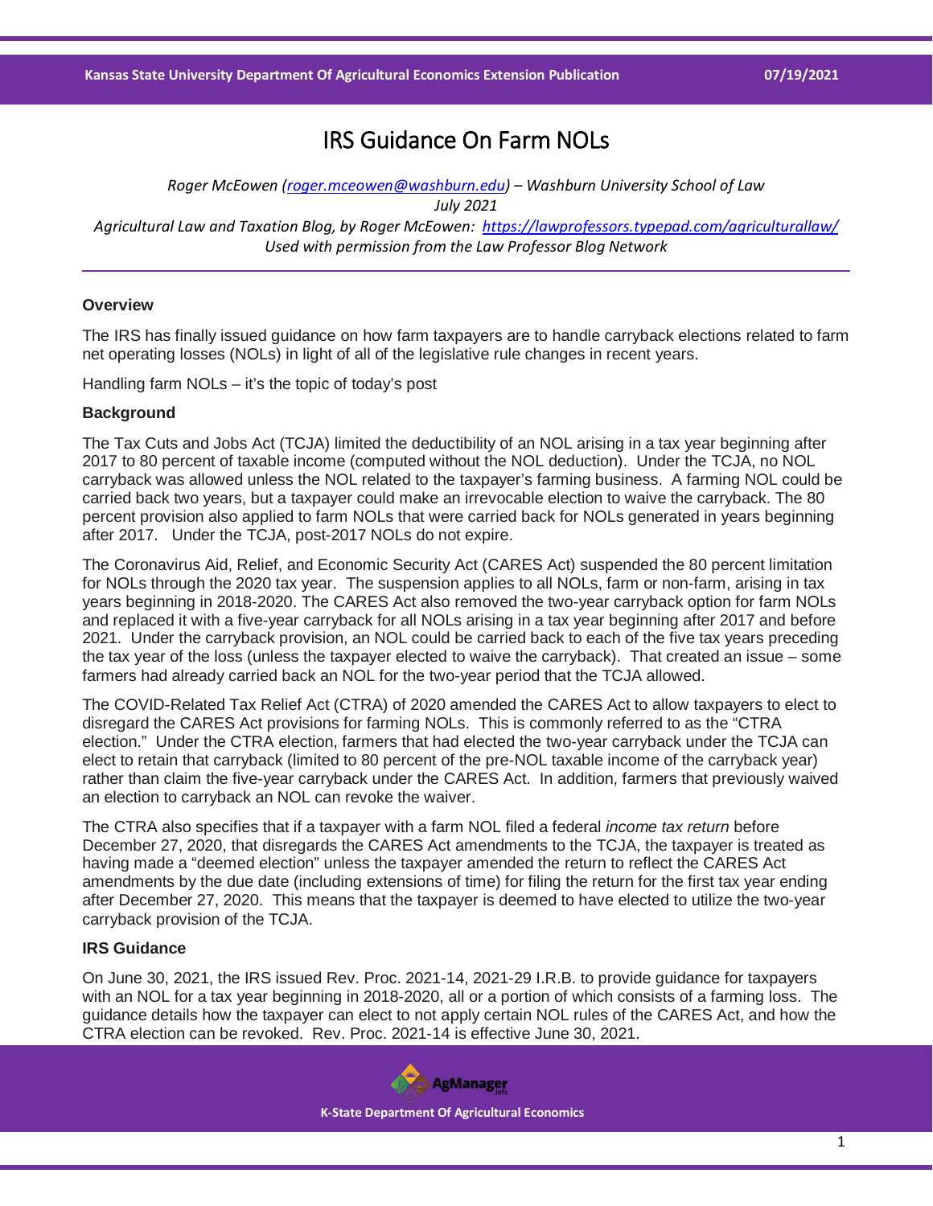# IRS Guidance On Farm NOLs

*Roger McEowen ([roger.mceowen@washburn.edu](mailto:roger.mceowen@washburn.edu)) – Washburn University School of Law*
*July 2021*
*Agricultural Law and Taxation Blog, by Roger McEowen: [https://lawprofessors.typepad.com/agriculturallaw/](https://lawprofessors.typepad.com/agriculturallaw/)*
*Used with permission from the Law Professor Blog Network*

### Overview

The IRS has finally issued guidance on how farm taxpayers are to handle carryback elections related to farm net operating losses (NOLs) in light of all of the legislative rule changes in recent years.

Handling farm NOLs – it's the topic of today's post

### Background

The Tax Cuts and Jobs Act (TCJA) limited the deductibility of an NOL arising in a tax year beginning after 2017 to 80 percent of taxable income (computed without the NOL deduction). Under the TCJA, no NOL carryback was allowed unless the NOL related to the taxpayer's farming business. A farming NOL could be carried back two years, but a taxpayer could make an irrevocable election to waive the carryback. The 80 percent provision also applied to farm NOLs that were carried back for NOLs generated in years beginning after 2017. Under the TCJA, post-2017 NOLs do not expire.

The Coronavirus Aid, Relief, and Economic Security Act (CARES Act) suspended the 80 percent limitation for NOLs through the 2020 tax year. The suspension applies to all NOLs, farm or non-farm, arising in tax years beginning in 2018-2020. The CARES Act also removed the two-year carryback option for farm NOLs and replaced it with a five-year carryback for all NOLs arising in a tax year beginning after 2017 and before 2021. Under the carryback provision, an NOL could be carried back to each of the five tax years preceding the tax year of the loss (unless the taxpayer elected to waive the carryback). That created an issue – some farmers had already carried back an NOL for the two-year period that the TCJA allowed.

The COVID-Related Tax Relief Act (CTRA) of 2020 amended the CARES Act to allow taxpayers to elect to disregard the CARES Act provisions for farming NOLs. This is commonly referred to as the "CTRA election." Under the CTRA election, farmers that had elected the two-year carryback under the TCJA can elect to retain that carryback (limited to 80 percent of the pre-NOL taxable income of the carryback year) rather than claim the five-year carryback under the CARES Act. In addition, farmers that previously waived an election to carryback an NOL can revoke the waiver.

The CTRA also specifies that if a taxpayer with a farm NOL filed a federal *income tax return* before December 27, 2020, that disregards the CARES Act amendments to the TCJA, the taxpayer is treated as having made a "deemed election" unless the taxpayer amended the return to reflect the CARES Act amendments by the due date (including extensions of time) for filing the return for the first tax year ending after December 27, 2020. This means that the taxpayer is deemed to have elected to utilize the two-year carryback provision of the TCJA.

### IRS Guidance

On June 30, 2021, the IRS issued Rev. Proc. 2021-14, 2021-29 I.R.B. to provide guidance for taxpayers with an NOL for a tax year beginning in 2018-2020, all or a portion of which consists of a farming loss. The guidance details how the taxpayer can elect to not apply certain NOL rules of the CARES Act, and how the CTRA election can be revoked. Rev. Proc. 2021-14 is effective June 30, 2021.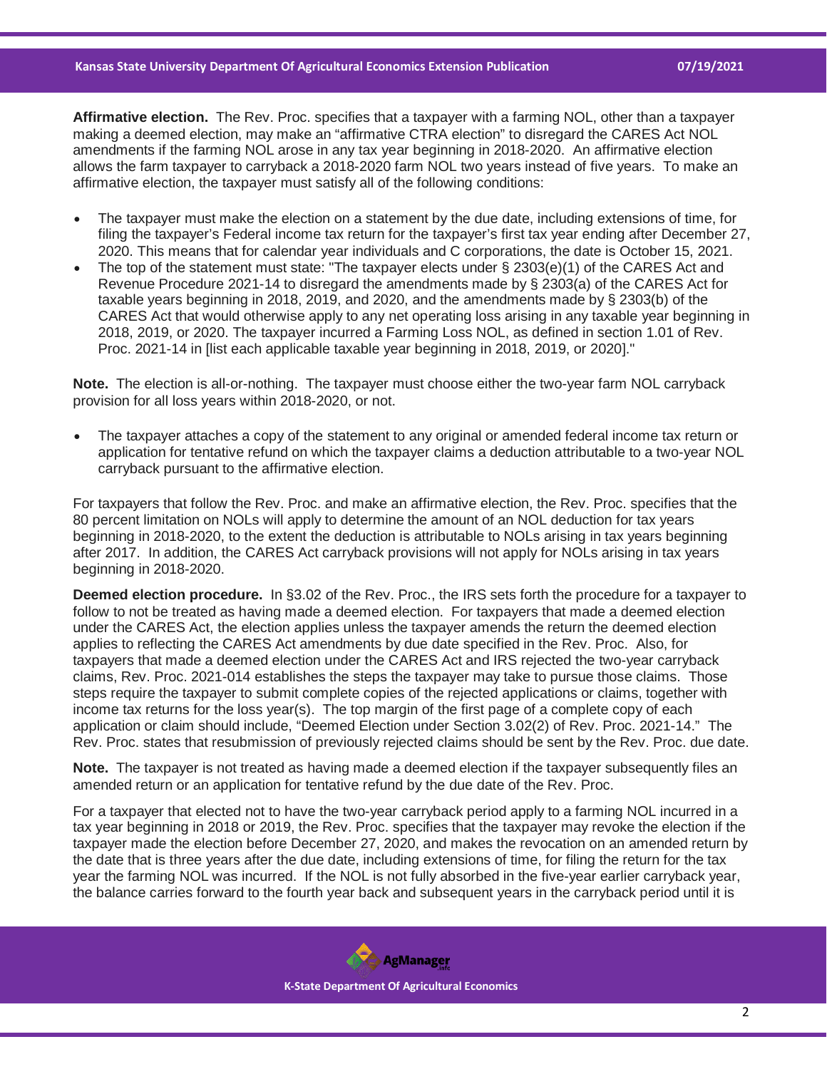**Affirmative election.** The Rev. Proc. specifies that a taxpayer with a farming NOL, other than a taxpayer making a deemed election, may make an "affirmative CTRA election" to disregard the CARES Act NOL amendments if the farming NOL arose in any tax year beginning in 2018-2020. An affirmative election allows the farm taxpayer to carryback a 2018-2020 farm NOL two years instead of five years. To make an affirmative election, the taxpayer must satisfy all of the following conditions:

- The taxpayer must make the election on a statement by the due date, including extensions of time, for filing the taxpayer's Federal income tax return for the taxpayer's first tax year ending after December 27, 2020. This means that for calendar year individuals and C corporations, the date is October 15, 2021.
- The top of the statement must state: "The taxpayer elects under § 2303(e)(1) of the CARES Act and Revenue Procedure 2021-14 to disregard the amendments made by § 2303(a) of the CARES Act for taxable years beginning in 2018, 2019, and 2020, and the amendments made by § 2303(b) of the CARES Act that would otherwise apply to any net operating loss arising in any taxable year beginning in 2018, 2019, or 2020. The taxpayer incurred a Farming Loss NOL, as defined in section 1.01 of Rev. Proc. 2021-14 in [list each applicable taxable year beginning in 2018, 2019, or 2020]."

**Note.** The election is all-or-nothing. The taxpayer must choose either the two-year farm NOL carryback provision for all loss years within 2018-2020, or not.

- The taxpayer attaches a copy of the statement to any original or amended federal income tax return or application for tentative refund on which the taxpayer claims a deduction attributable to a two-year NOL carryback pursuant to the affirmative election.

For taxpayers that follow the Rev. Proc. and make an affirmative election, the Rev. Proc. specifies that the 80 percent limitation on NOLs will apply to determine the amount of an NOL deduction for tax years beginning in 2018-2020, to the extent the deduction is attributable to NOLs arising in tax years beginning after 2017. In addition, the CARES Act carryback provisions will not apply for NOLs arising in tax years beginning in 2018-2020.

**Deemed election procedure.** In §3.02 of the Rev. Proc., the IRS sets forth the procedure for a taxpayer to follow to not be treated as having made a deemed election. For taxpayers that made a deemed election under the CARES Act, the election applies unless the taxpayer amends the return the deemed election applies to reflecting the CARES Act amendments by due date specified in the Rev. Proc. Also, for taxpayers that made a deemed election under the CARES Act and IRS rejected the two-year carryback claims, Rev. Proc. 2021-014 establishes the steps the taxpayer may take to pursue those claims. Those steps require the taxpayer to submit complete copies of the rejected applications or claims, together with income tax returns for the loss year(s). The top margin of the first page of a complete copy of each application or claim should include, "Deemed Election under Section 3.02(2) of Rev. Proc. 2021-14." The Rev. Proc. states that resubmission of previously rejected claims should be sent by the Rev. Proc. due date.

**Note.** The taxpayer is not treated as having made a deemed election if the taxpayer subsequently files an amended return or an application for tentative refund by the due date of the Rev. Proc.

For a taxpayer that elected not to have the two-year carryback period apply to a farming NOL incurred in a tax year beginning in 2018 or 2019, the Rev. Proc. specifies that the taxpayer may revoke the election if the taxpayer made the election before December 27, 2020, and makes the revocation on an amended return by the date that is three years after the due date, including extensions of time, for filing the return for the tax year the farming NOL was incurred. If the NOL is not fully absorbed in the five-year earlier carryback year, the balance carries forward to the fourth year back and subsequent years in the carryback period until it is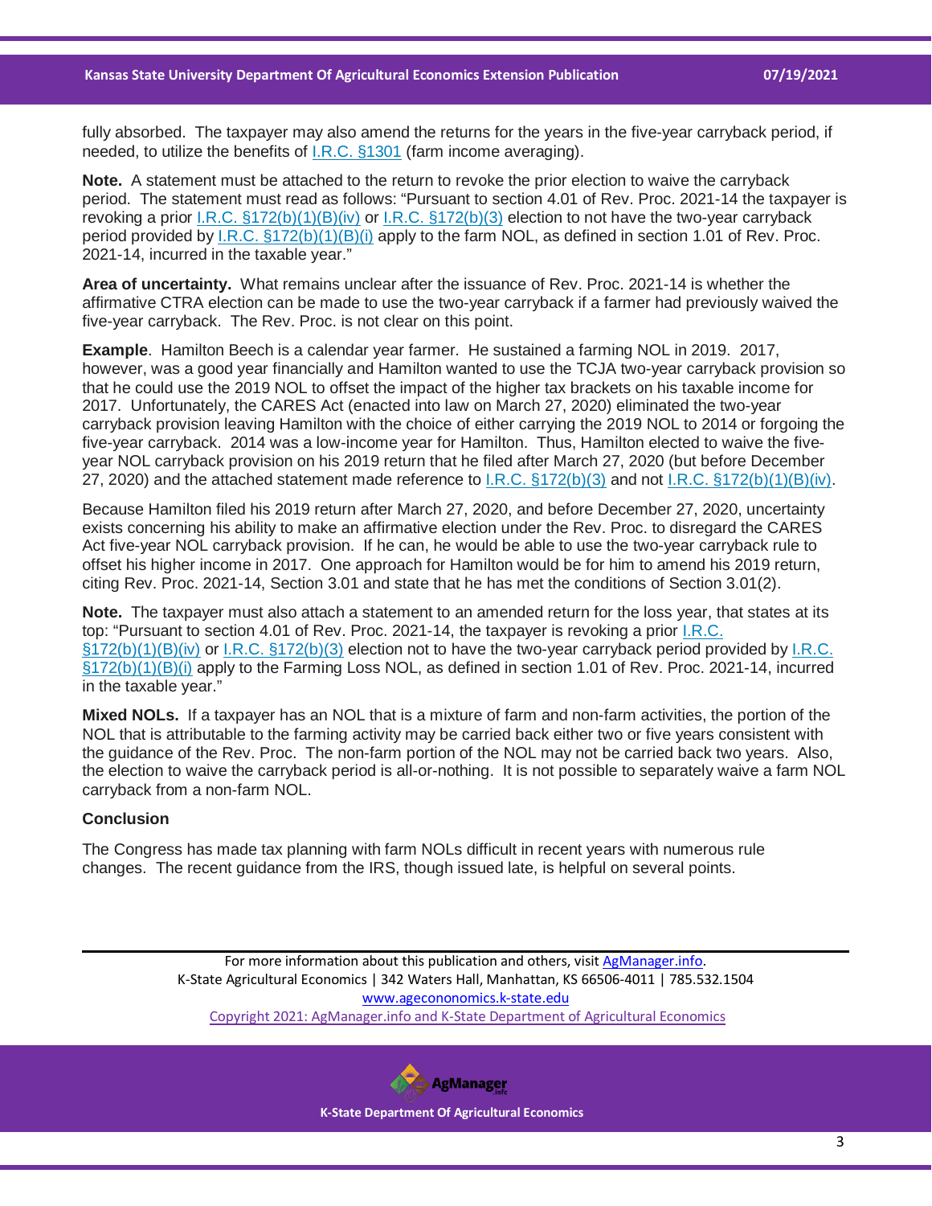fully absorbed. The taxpayer may also amend the returns for the years in the five-year carryback period, if needed, to utilize the benefits of I.R.C. §1301 (farm income averaging).

**Note.** A statement must be attached to the return to revoke the prior election to waive the carryback period. The statement must read as follows: "Pursuant to section 4.01 of Rev. Proc. 2021-14 the taxpayer is revoking a prior I.R.C. §172(b)(1)(B)(iv) or I.R.C. §172(b)(3) election to not have the two-year carryback period provided by I.R.C. §172(b)(1)(B)(i) apply to the farm NOL, as defined in section 1.01 of Rev. Proc. 2021-14, incurred in the taxable year."

**Area of uncertainty.** What remains unclear after the issuance of Rev. Proc. 2021-14 is whether the affirmative CTRA election can be made to use the two-year carryback if a farmer had previously waived the five-year carryback. The Rev. Proc. is not clear on this point.

**Example**. Hamilton Beech is a calendar year farmer. He sustained a farming NOL in 2019. 2017, however, was a good year financially and Hamilton wanted to use the TCJA two-year carryback provision so that he could use the 2019 NOL to offset the impact of the higher tax brackets on his taxable income for 2017. Unfortunately, the CARES Act (enacted into law on March 27, 2020) eliminated the two-year carryback provision leaving Hamilton with the choice of either carrying the 2019 NOL to 2014 or forgoing the five-year carryback. 2014 was a low-income year for Hamilton. Thus, Hamilton elected to waive the five-year NOL carryback provision on his 2019 return that he filed after March 27, 2020 (but before December 27, 2020) and the attached statement made reference to I.R.C. §172(b)(3) and not I.R.C. §172(b)(1)(B)(iv).

Because Hamilton filed his 2019 return after March 27, 2020, and before December 27, 2020, uncertainty exists concerning his ability to make an affirmative election under the Rev. Proc. to disregard the CARES Act five-year NOL carryback provision. If he can, he would be able to use the two-year carryback rule to offset his higher income in 2017. One approach for Hamilton would be for him to amend his 2019 return, citing Rev. Proc. 2021-14, Section 3.01 and state that he has met the conditions of Section 3.01(2).

**Note.** The taxpayer must also attach a statement to an amended return for the loss year, that states at its top: "Pursuant to section 4.01 of Rev. Proc. 2021-14, the taxpayer is revoking a prior I.R.C. §172(b)(1)(B)(iv) or I.R.C. §172(b)(3) election not to have the two-year carryback period provided by I.R.C. §172(b)(1)(B)(i) apply to the Farming Loss NOL, as defined in section 1.01 of Rev. Proc. 2021-14, incurred in the taxable year."

**Mixed NOLs.** If a taxpayer has an NOL that is a mixture of farm and non-farm activities, the portion of the NOL that is attributable to the farming activity may be carried back either two or five years consistent with the guidance of the Rev. Proc. The non-farm portion of the NOL may not be carried back two years. Also, the election to waive the carryback period is all-or-nothing. It is not possible to separately waive a farm NOL carryback from a non-farm NOL.

## Conclusion

The Congress has made tax planning with farm NOLs difficult in recent years with numerous rule changes. The recent guidance from the IRS, though issued late, is helpful on several points.

For more information about this publication and others, visit AgManager.info.
K-State Agricultural Economics | 342 Waters Hall, Manhattan, KS 66506-4011 | 785.532.1504
www.ageconomics.k-state.edu
Copyright 2021: AgManager.info and K-State Department of Agricultural Economics